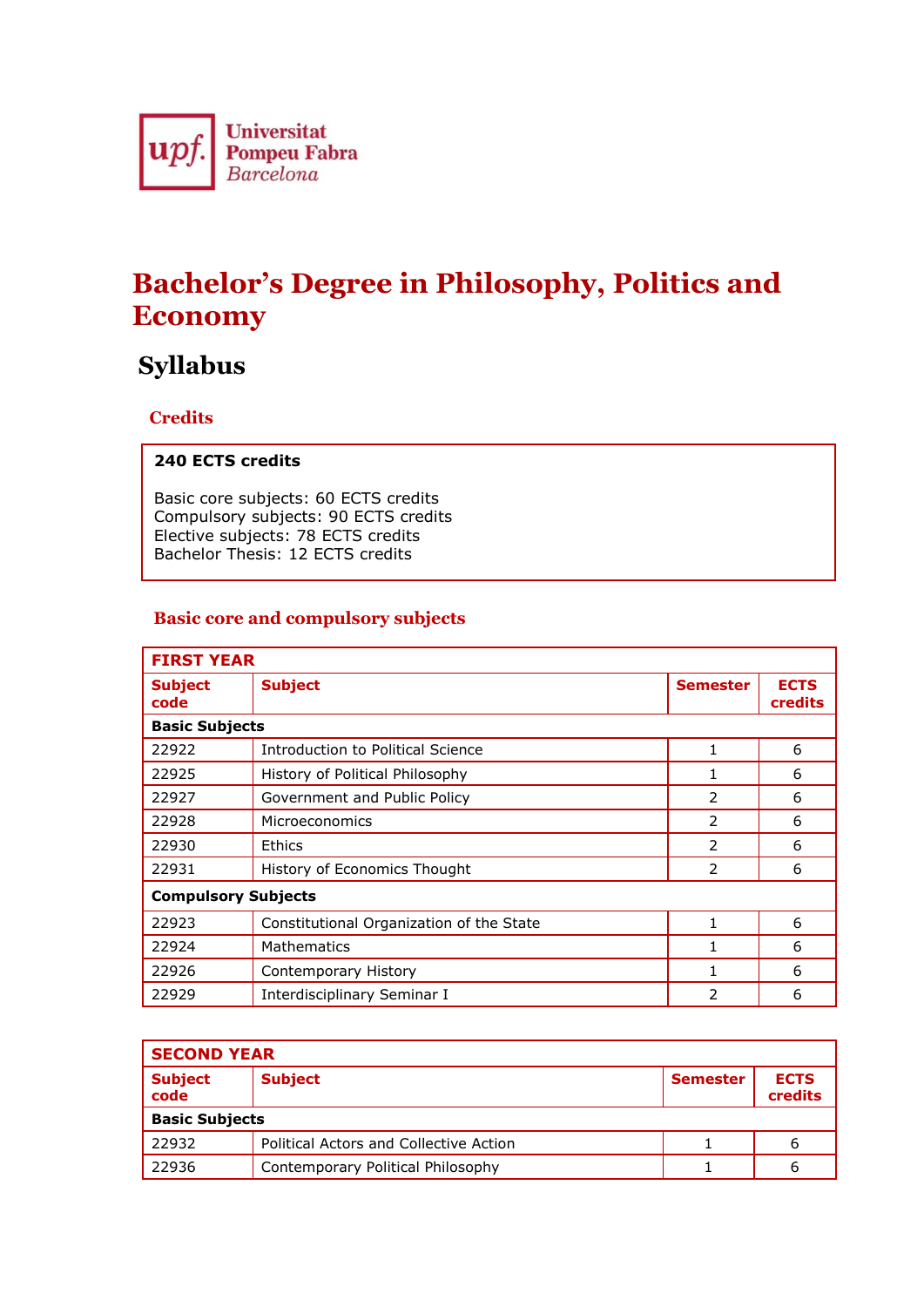Universitat Pompeu Fabra Barcelona

# Bachelor's Degree in Philosophy, Politics and Economy

## Syllabus

### Credits

**240 ECTS credits**

Basic core subjects: 60 ECTS credits
Compulsory subjects: 90 ECTS credits
Elective subjects: 78 ECTS credits
Bachelor Thesis: 12 ECTS credits

### Basic core and compulsory subjects

| FIRST YEAR | | | |
|---|---|---|---|
| **Subject code** | **Subject** | **Semester** | **ECTS credits** |
| **Basic Subjects** | | | |
| 22922 | Introduction to Political Science | 1 | 6 |
| 22925 | History of Political Philosophy | 1 | 6 |
| 22927 | Government and Public Policy | 2 | 6 |
| 22928 | Microeconomics | 2 | 6 |
| 22930 | Ethics | 2 | 6 |
| 22931 | History of Economics Thought | 2 | 6 |
| **Compulsory Subjects** | | | |
| 22923 | Constitutional Organization of the State | 1 | 6 |
| 22924 | Mathematics | 1 | 6 |
| 22926 | Contemporary History | 1 | 6 |
| 22929 | Interdisciplinary Seminar I | 2 | 6 |

| SECOND YEAR | | | |
|---|---|---|---|
| **Subject code** | **Subject** | **Semester** | **ECTS credits** |
| **Basic Subjects** | | | |
| 22932 | Political Actors and Collective Action | 1 | 6 |
| 22936 | Contemporary Political Philosophy | 1 | 6 |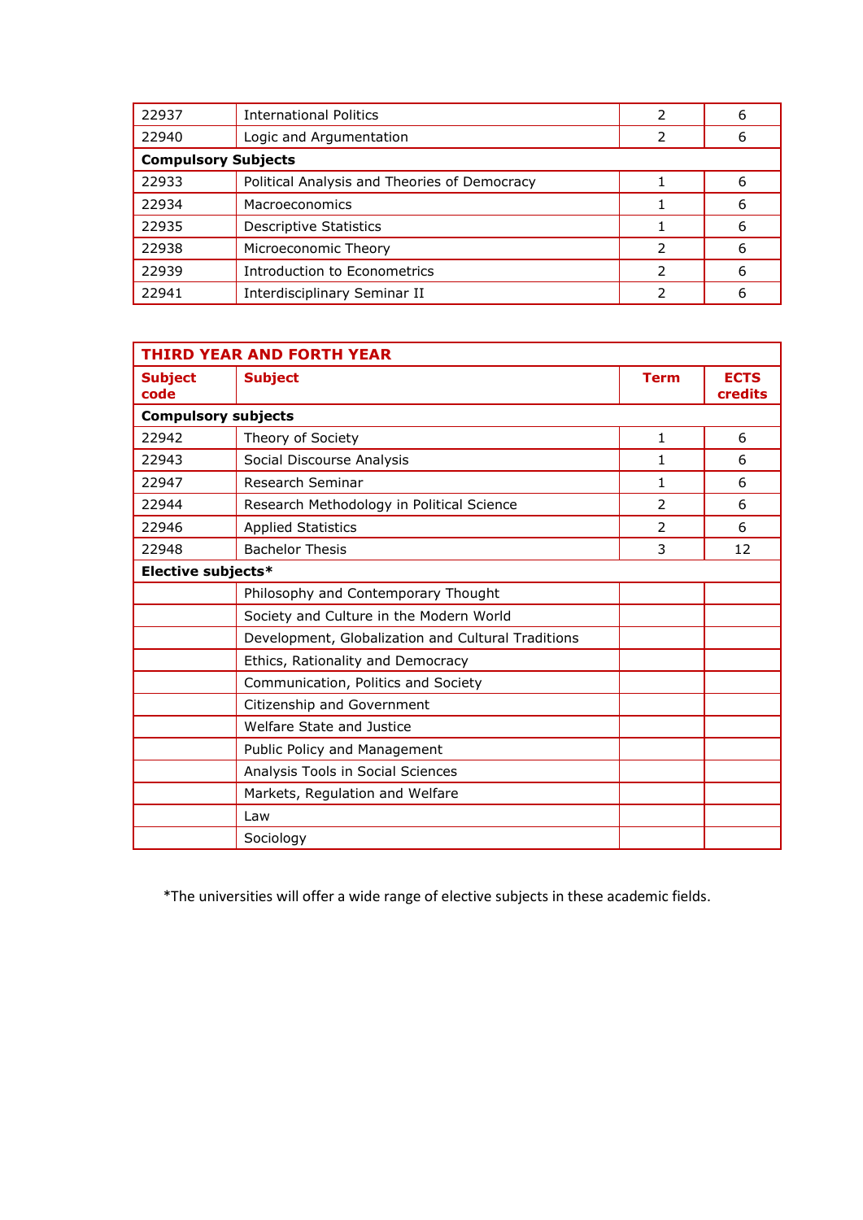| | | | |
|---|---|---|---|
| 22937 | International Politics | 2 | 6 |
| 22940 | Logic and Argumentation | 2 | 6 |
| **Compulsory Subjects** | | | |
| 22933 | Political Analysis and Theories of Democracy | 1 | 6 |
| 22934 | Macroeconomics | 1 | 6 |
| 22935 | Descriptive Statistics | 1 | 6 |
| 22938 | Microeconomic Theory | 2 | 6 |
| 22939 | Introduction to Econometrics | 2 | 6 |
| 22941 | Interdisciplinary Seminar II | 2 | 6 |

| **THIRD YEAR AND FORTH YEAR** | | | |
|---|---|---|---|
| **Subject code** | **Subject** | **Term** | **ECTS credits** |
| **Compulsory subjects** | | | |
| 22942 | Theory of Society | 1 | 6 |
| 22943 | Social Discourse Analysis | 1 | 6 |
| 22947 | Research Seminar | 1 | 6 |
| 22944 | Research Methodology in Political Science | 2 | 6 |
| 22946 | Applied Statistics | 2 | 6 |
| 22948 | Bachelor Thesis | 3 | 12 |
| **Elective subjects*** | | | |
| | Philosophy and Contemporary Thought | | |
| | Society and Culture in the Modern World | | |
| | Development, Globalization and Cultural Traditions | | |
| | Ethics, Rationality and Democracy | | |
| | Communication, Politics and Society | | |
| | Citizenship and Government | | |
| | Welfare State and Justice | | |
| | Public Policy and Management | | |
| | Analysis Tools in Social Sciences | | |
| | Markets, Regulation and Welfare | | |
| | Law | | |
| | Sociology | | |

*The universities will offer a wide range of elective subjects in these academic fields.